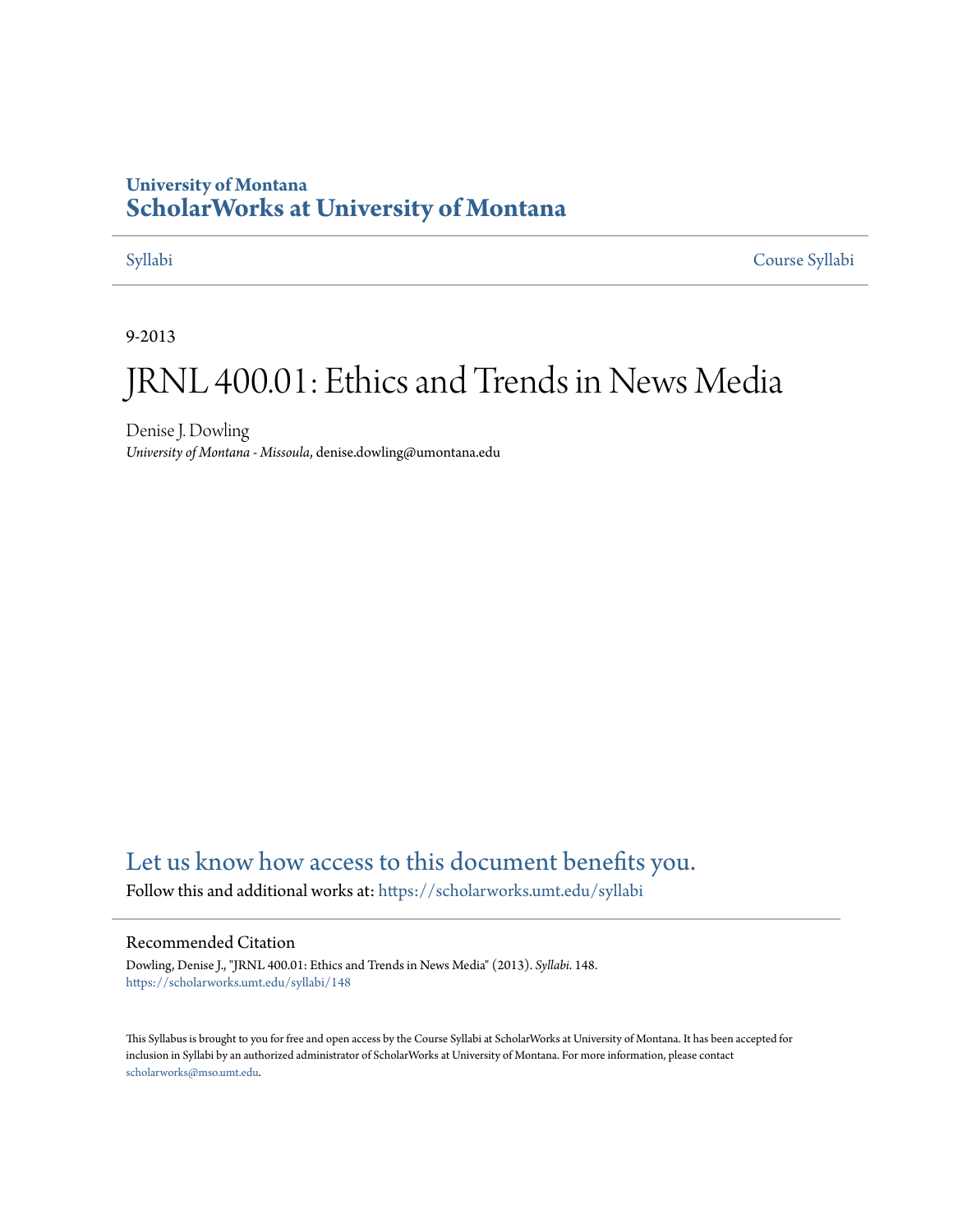University of Montana
# ScholarWorks at University of Montana

Syllabi | Course Syllabi

9-2013

# JRNL 400.01: Ethics and Trends in News Media

Denise J. Dowling
*University of Montana - Missoula*, denise.dowling@umontana.edu

## Let us know how access to this document benefits you.

Follow this and additional works at: https://scholarworks.umt.edu/syllabi

### Recommended Citation

Dowling, Denise J., "JRNL 400.01: Ethics and Trends in News Media" (2013). *Syllabi*. 148.
https://scholarworks.umt.edu/syllabi/148

This Syllabus is brought to you for free and open access by the Course Syllabi at ScholarWorks at University of Montana. It has been accepted for inclusion in Syllabi by an authorized administrator of ScholarWorks at University of Montana. For more information, please contact scholarworks@mso.umt.edu.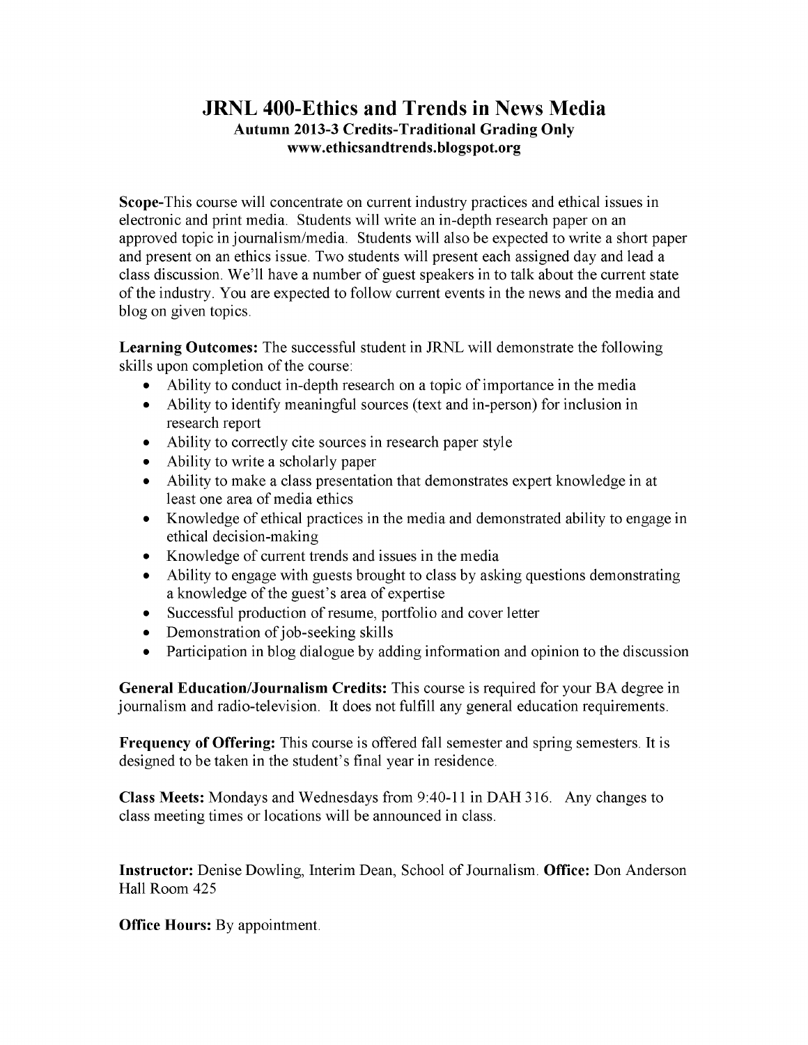# JRNL 400-Ethics and Trends in News Media

**Autumn 2013-3 Credits-Traditional Grading Only**
**www.ethicsandtrends.blogspot.org**

**Scope-**This course will concentrate on current industry practices and ethical issues in electronic and print media. Students will write an in-depth research paper on an approved topic in journalism/media. Students will also be expected to write a short paper and present on an ethics issue. Two students will present each assigned day and lead a class discussion. We'll have a number of guest speakers in to talk about the current state of the industry. You are expected to follow current events in the news and the media and blog on given topics.

**Learning Outcomes:** The successful student in JRNL will demonstrate the following skills upon completion of the course:

- Ability to conduct in-depth research on a topic of importance in the media
- Ability to identify meaningful sources (text and in-person) for inclusion in research report
- Ability to correctly cite sources in research paper style
- Ability to write a scholarly paper
- Ability to make a class presentation that demonstrates expert knowledge in at least one area of media ethics
- Knowledge of ethical practices in the media and demonstrated ability to engage in ethical decision-making
- Knowledge of current trends and issues in the media
- Ability to engage with guests brought to class by asking questions demonstrating a knowledge of the guest's area of expertise
- Successful production of resume, portfolio and cover letter
- Demonstration of job-seeking skills
- Participation in blog dialogue by adding information and opinion to the discussion

**General Education/Journalism Credits:** This course is required for your BA degree in journalism and radio-television. It does not fulfill any general education requirements.

**Frequency of Offering:** This course is offered fall semester and spring semesters. It is designed to be taken in the student's final year in residence.

**Class Meets:** Mondays and Wednesdays from 9:40-11 in DAH 316. Any changes to class meeting times or locations will be announced in class.

**Instructor:** Denise Dowling, Interim Dean, School of Journalism. **Office:** Don Anderson Hall Room 425

**Office Hours:** By appointment.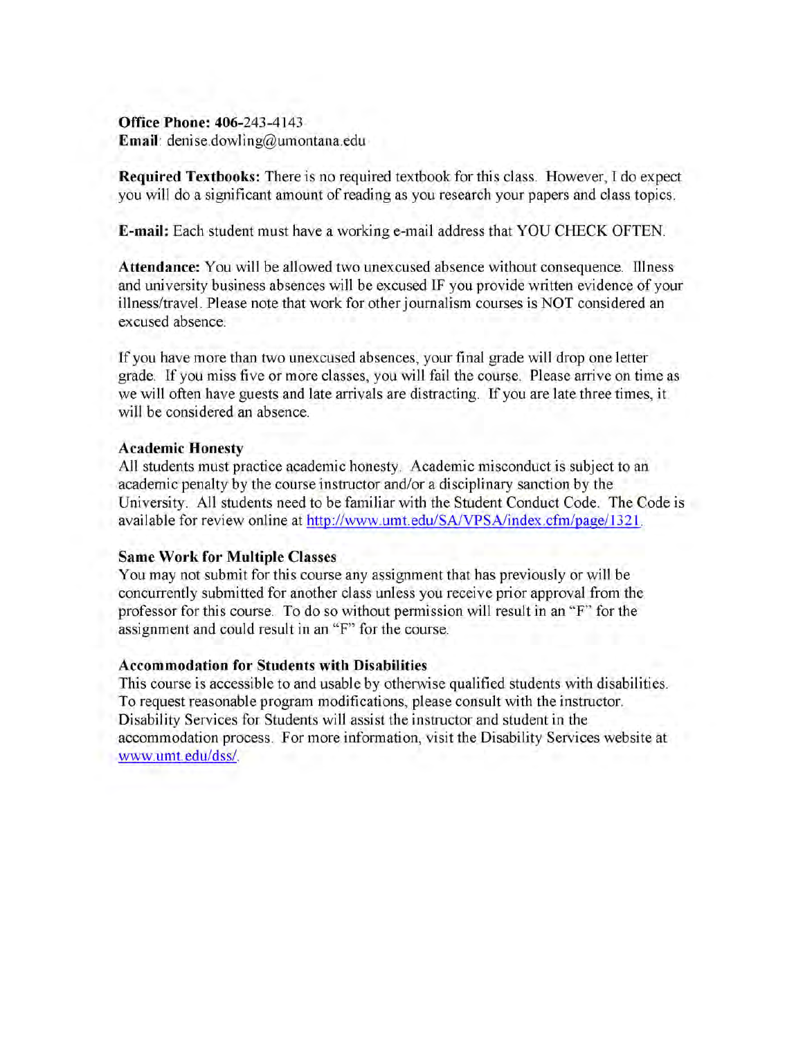**Office Phone: 406-**243-4143
**Email**: denise.dowling@umontana.edu

**Required Textbooks:** There is no required textbook for this class. However, I do expect you will do a significant amount of reading as you research your papers and class topics.

**E-mail:** Each student must have a working e-mail address that YOU CHECK OFTEN.

**Attendance:** You will be allowed two unexcused absence without consequence. Illness and university business absences will be excused IF you provide written evidence of your illness/travel. Please note that work for other journalism courses is NOT considered an excused absence.

If you have more than two unexcused absences, your final grade will drop one letter grade. If you miss five or more classes, you will fail the course. Please arrive on time as we will often have guests and late arrivals are distracting. If you are late three times, it will be considered an absence.

### Academic Honesty

All students must practice academic honesty. Academic misconduct is subject to an academic penalty by the course instructor and/or a disciplinary sanction by the University. All students need to be familiar with the Student Conduct Code. The Code is available for review online at http://www.umt.edu/SA/VPSA/index.cfm/page/1321.

### Same Work for Multiple Classes

You may not submit for this course any assignment that has previously or will be concurrently submitted for another class unless you receive prior approval from the professor for this course. To do so without permission will result in an "F" for the assignment and could result in an "F" for the course.

### Accommodation for Students with Disabilities

This course is accessible to and usable by otherwise qualified students with disabilities. To request reasonable program modifications, please consult with the instructor. Disability Services for Students will assist the instructor and student in the accommodation process. For more information, visit the Disability Services website at www.umt.edu/dss/.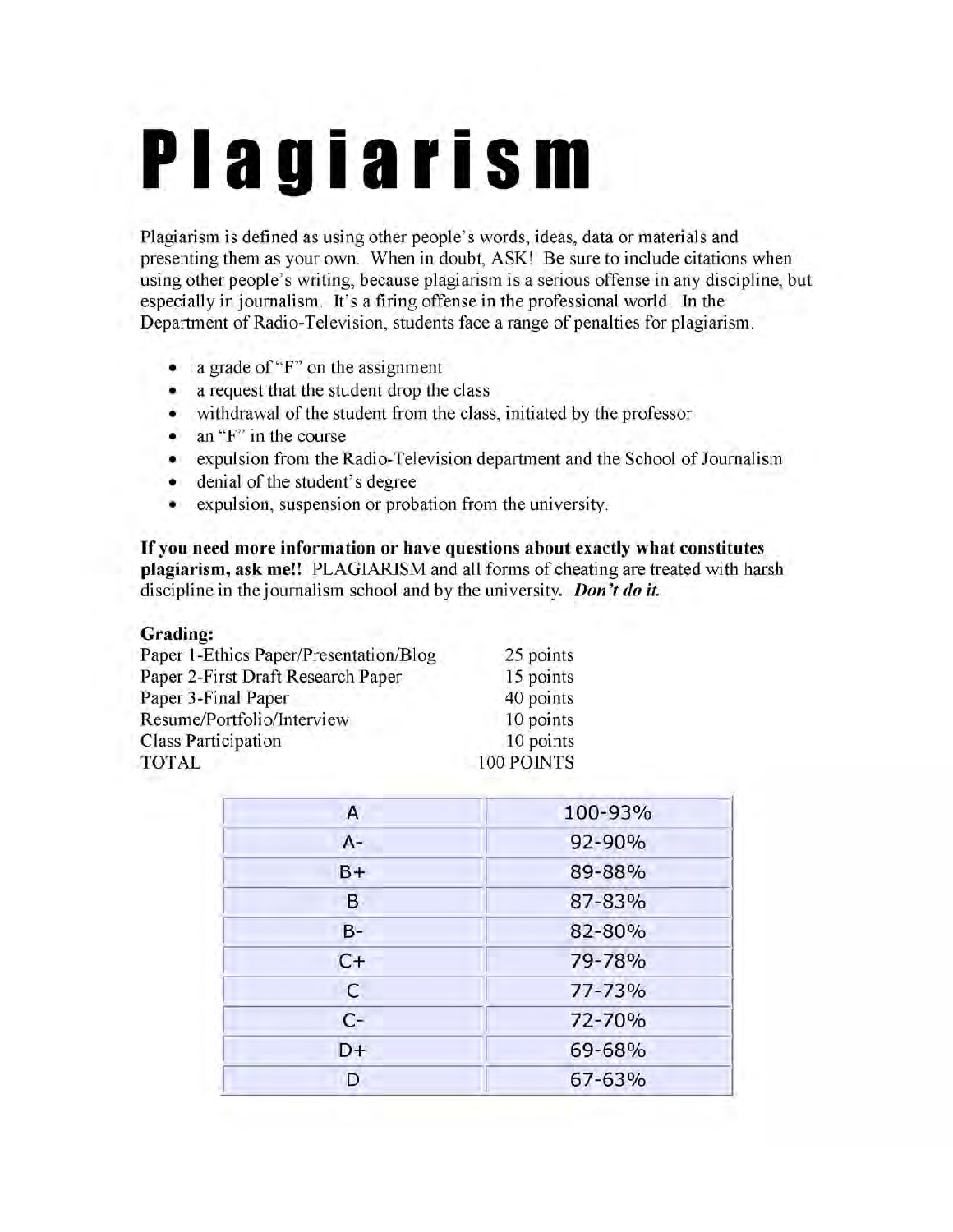# Plagiarism

Plagiarism is defined as using other people's words, ideas, data or materials and presenting them as your own. When in doubt, ASK! Be sure to include citations when using other people's writing, because plagiarism is a serious offense in any discipline, but especially in journalism. It's a firing offense in the professional world. In the Department of Radio-Television, students face a range of penalties for plagiarism.

- a grade of "F" on the assignment
- a request that the student drop the class
- withdrawal of the student from the class, initiated by the professor
- an "F" in the course
- expulsion from the Radio-Television department and the School of Journalism
- denial of the student's degree
- expulsion, suspension or probation from the university.

**If you need more information or have questions about exactly what constitutes plagiarism, ask me!!** PLAGIARISM and all forms of cheating are treated with harsh discipline in the journalism school and by the university. ***Don't do it.***

**Grading:**

| | |
|---|---|
| Paper 1-Ethics Paper/Presentation/Blog | 25 points |
| Paper 2-First Draft Research Paper | 15 points |
| Paper 3-Final Paper | 40 points |
| Resume/Portfolio/Interview | 10 points |
| Class Participation | 10 points |
| TOTAL | 100 POINTS |

| | |
|---|---|
| A | 100-93% |
| A- | 92-90% |
| B+ | 89-88% |
| B | 87-83% |
| B- | 82-80% |
| C+ | 79-78% |
| C | 77-73% |
| C- | 72-70% |
| D+ | 69-68% |
| D | 67-63% |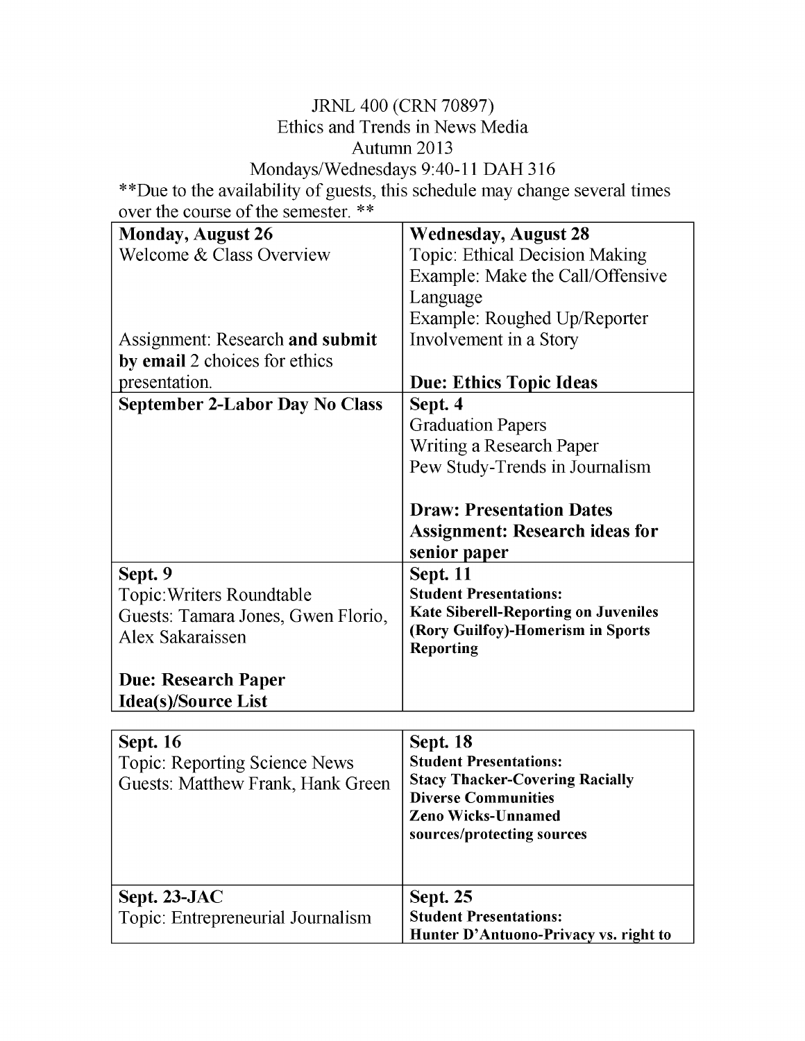JRNL 400 (CRN 70897)
Ethics and Trends in News Media
Autumn 2013
Mondays/Wednesdays 9:40-11 DAH 316

**Due to the availability of guests, this schedule may change several times over the course of the semester. **

| **Monday, August 26**<br>Welcome & Class Overview<br><br>Assignment: Research **and submit by email** 2 choices for ethics presentation. | **Wednesday, August 28**<br>Topic: Ethical Decision Making<br>Example: Make the Call/Offensive Language<br>Example: Roughed Up/Reporter Involvement in a Story<br><br>**Due: Ethics Topic Ideas** |
|---|---|
| **September 2-Labor Day No Class** | **Sept. 4**<br>Graduation Papers<br>Writing a Research Paper<br>Pew Study-Trends in Journalism<br><br>**Draw: Presentation Dates**<br>**Assignment: Research ideas for senior paper** |
| **Sept. 9**<br>Topic:Writers Roundtable<br>Guests: Tamara Jones, Gwen Florio, Alex Sakaraissen<br><br>**Due: Research Paper Idea(s)/Source List** | **Sept. 11**<br>**Student Presentations:**<br>**Kate Siberell-Reporting on Juveniles**<br>**(Rory Guilfoy)-Homerism in Sports Reporting** |

| **Sept. 16**<br>Topic: Reporting Science News<br>Guests: Matthew Frank, Hank Green | **Sept. 18**<br>**Student Presentations:**<br>**Stacy Thacker-Covering Racially Diverse Communities**<br>**Zeno Wicks-Unnamed sources/protecting sources** |
|---|---|
| **Sept. 23-JAC**<br>Topic: Entrepreneurial Journalism | **Sept. 25**<br>**Student Presentations:**<br>**Hunter D'Antuono-Privacy vs. right to** |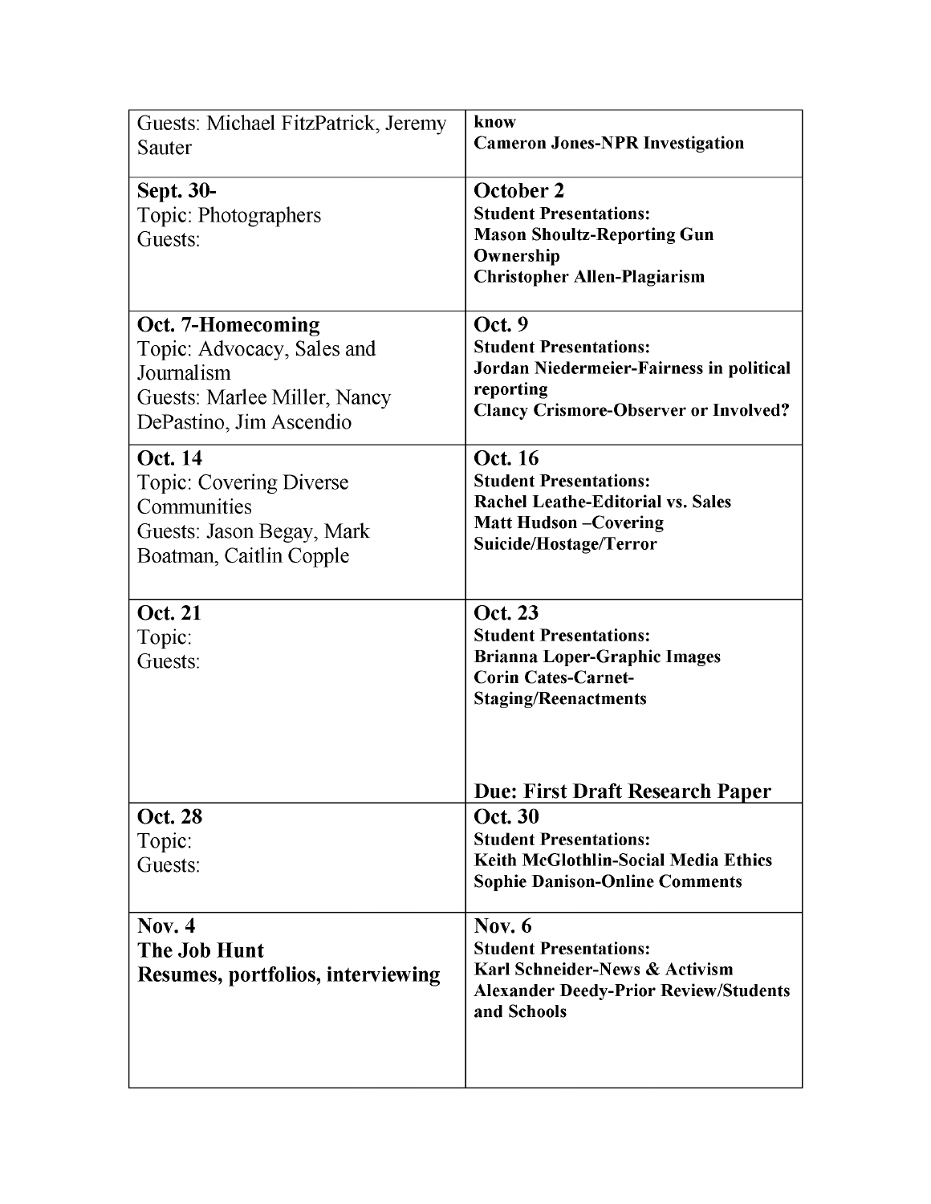| | |
|---|---|
| Guests: Michael FitzPatrick, Jeremy Sauter | **know**<br>**Cameron Jones-NPR Investigation** |
| **Sept. 30-**<br>Topic: Photographers<br>Guests: | **October 2**<br>**Student Presentations:**<br>**Mason Shoultz-Reporting Gun Ownership**<br>**Christopher Allen-Plagiarism** |
| **Oct. 7-Homecoming**<br>Topic: Advocacy, Sales and Journalism<br>Guests: Marlee Miller, Nancy DePastino, Jim Ascendio | **Oct. 9**<br>**Student Presentations:**<br>**Jordan Niedermeier-Fairness in political reporting**<br>**Clancy Crismore-Observer or Involved?** |
| **Oct. 14**<br>Topic: Covering Diverse Communities<br>Guests: Jason Begay, Mark Boatman, Caitlin Copple | **Oct. 16**<br>**Student Presentations:**<br>**Rachel Leathe-Editorial vs. Sales**<br>**Matt Hudson –Covering Suicide/Hostage/Terror** |
| **Oct. 21**<br>Topic:<br>Guests: | **Oct. 23**<br>**Student Presentations:**<br>**Brianna Loper-Graphic Images**<br>**Corin Cates-Carnet-Staging/Reenactments**<br><br>**Due: First Draft Research Paper** |
| **Oct. 28**<br>Topic:<br>Guests: | **Oct. 30**<br>**Student Presentations:**<br>**Keith McGlothlin-Social Media Ethics**<br>**Sophie Danison-Online Comments** |
| **Nov. 4**<br>**The Job Hunt**<br>**Resumes, portfolios, interviewing** | **Nov. 6**<br>**Student Presentations:**<br>**Karl Schneider-News & Activism**<br>**Alexander Deedy-Prior Review/Students and Schools** |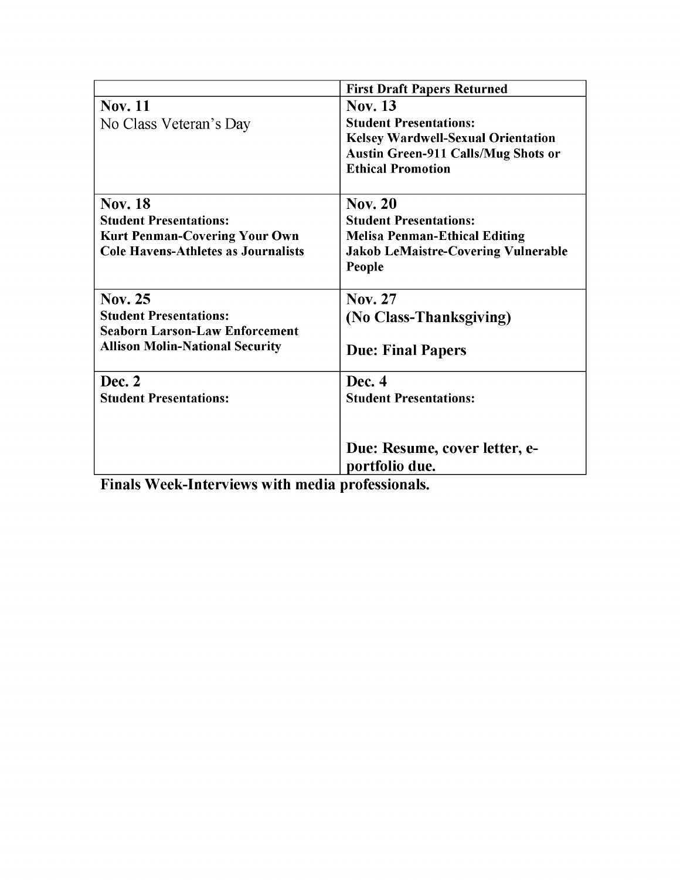| | |
|---|---|
| | **First Draft Papers Returned** |
| **Nov. 11**<br>No Class Veteran's Day | **Nov. 13**<br>**Student Presentations:**<br>**Kelsey Wardwell-Sexual Orientation**<br>**Austin Green-911 Calls/Mug Shots or Ethical Promotion** |
| **Nov. 18**<br>**Student Presentations:**<br>**Kurt Penman-Covering Your Own**<br>**Cole Havens-Athletes as Journalists** | **Nov. 20**<br>**Student Presentations:**<br>**Melisa Penman-Ethical Editing**<br>**Jakob LeMaistre-Covering Vulnerable People** |
| **Nov. 25**<br>**Student Presentations:**<br>**Seaborn Larson-Law Enforcement**<br>**Allison Molin-National Security** | **Nov. 27**<br>**(No Class-Thanksgiving)**<br><br>**Due: Final Papers** |
| **Dec. 2**<br>**Student Presentations:** | **Dec. 4**<br>**Student Presentations:**<br><br>**Due: Resume, cover letter, e-portfolio due.** |

**Finals Week-Interviews with media professionals.**